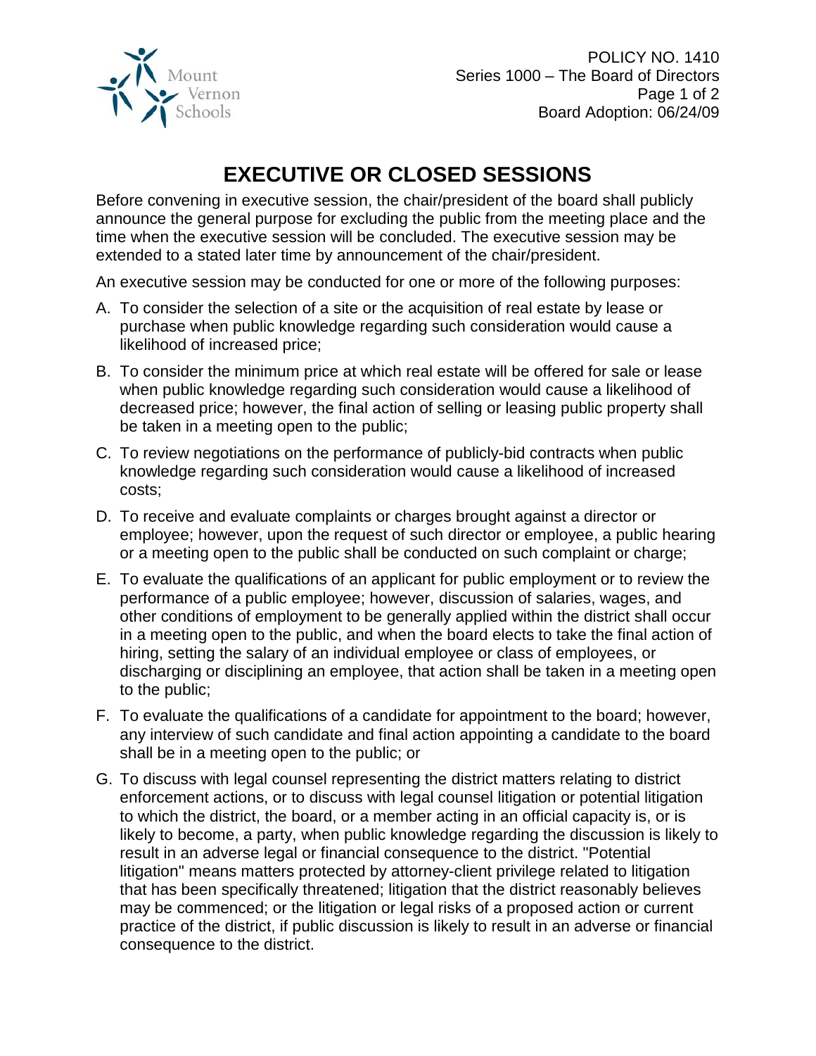# EXECUTIVE OR CLOSED SESSIONS

Before convening in executive session, the chair/president of the board shall publicly announce the general purpose for excluding the public from the meeting place and the time when the executive session will be concluded. The executive session may be extended to a stated later time by announcement of the chair/president.

An executive session may be conducted for one or more of the following purposes:

A. To consider the selection of a site or the acquisition of real estate by lease or purchase when public knowledge regarding such consideration would cause a likelihood of increased price;

B. To consider the minimum price at which real estate will be offered for sale or lease when public knowledge regarding such consideration would cause a likelihood of decreased price; however, the final action of selling or leasing public property shall be taken in a meeting open to the public;

C. To review negotiations on the performance of publicly-bid contracts when public knowledge regarding such consideration would cause a likelihood of increased costs;

D. To receive and evaluate complaints or charges brought against a director or employee; however, upon the request of such director or employee, a public hearing or a meeting open to the public shall be conducted on such complaint or charge;

E. To evaluate the qualifications of an applicant for public employment or to review the performance of a public employee; however, discussion of salaries, wages, and other conditions of employment to be generally applied within the district shall occur in a meeting open to the public, and when the board elects to take the final action of hiring, setting the salary of an individual employee or class of employees, or discharging or disciplining an employee, that action shall be taken in a meeting open to the public;

F. To evaluate the qualifications of a candidate for appointment to the board; however, any interview of such candidate and final action appointing a candidate to the board shall be in a meeting open to the public; or

G. To discuss with legal counsel representing the district matters relating to district enforcement actions, or to discuss with legal counsel litigation or potential litigation to which the district, the board, or a member acting in an official capacity is, or is likely to become, a party, when public knowledge regarding the discussion is likely to result in an adverse legal or financial consequence to the district. "Potential litigation" means matters protected by attorney-client privilege related to litigation that has been specifically threatened; litigation that the district reasonably believes may be commenced; or the litigation or legal risks of a proposed action or current practice of the district, if public discussion is likely to result in an adverse or financial consequence to the district.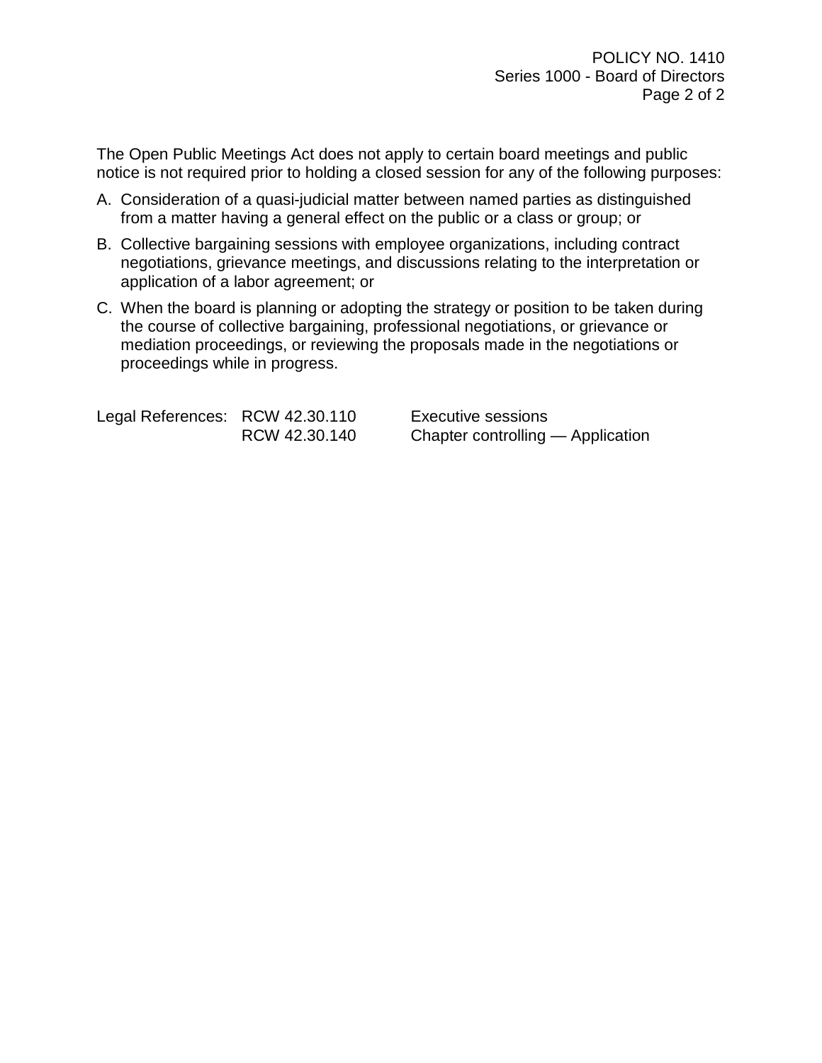The Open Public Meetings Act does not apply to certain board meetings and public notice is not required prior to holding a closed session for any of the following purposes:

A. Consideration of a quasi-judicial matter between named parties as distinguished from a matter having a general effect on the public or a class or group; or
B. Collective bargaining sessions with employee organizations, including contract negotiations, grievance meetings, and discussions relating to the interpretation or application of a labor agreement; or
C. When the board is planning or adopting the strategy or position to be taken during the course of collective bargaining, professional negotiations, or grievance or mediation proceedings, or reviewing the proposals made in the negotiations or proceedings while in progress.

| | | |
|---|---|---|
| Legal References: | RCW 42.30.110 | Executive sessions |
| | RCW 42.30.140 | Chapter controlling — Application |